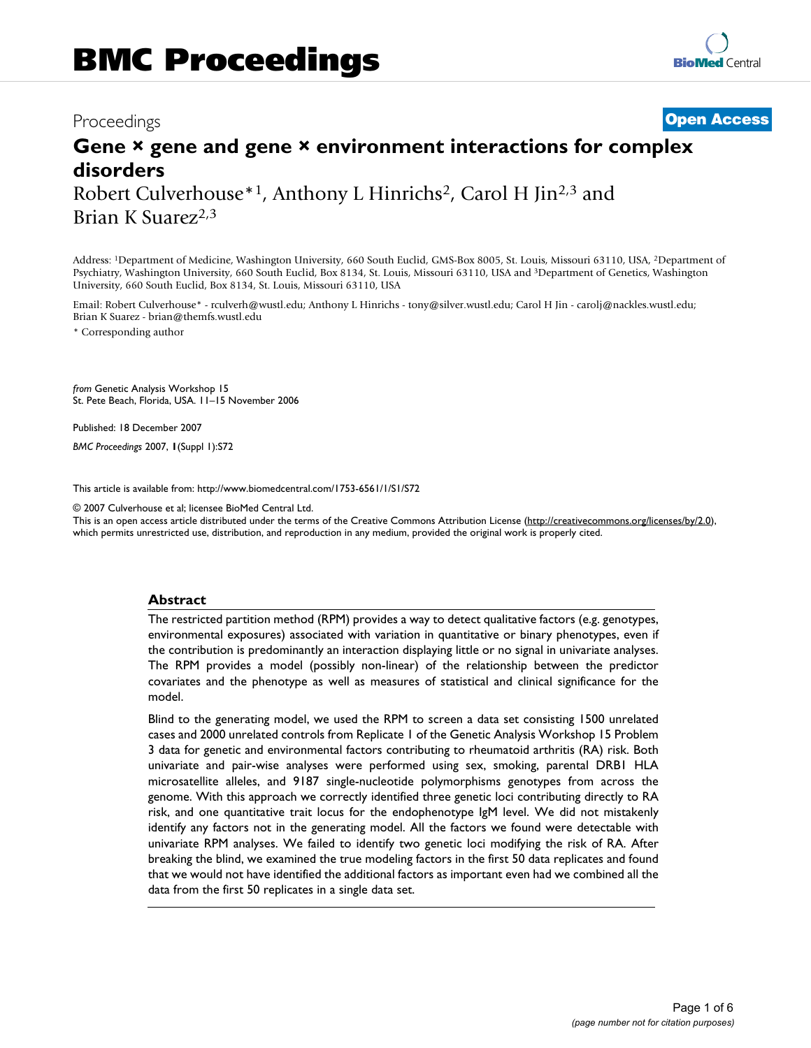Proceedings **Open Access**

# Gene × gene and gene × environment interactions for complex disorders

Robert Culverhouse*[1], Anthony L Hinrichs[2], Carol H Jin[2,3] and Brian K Suarez[2,3]

Address: [1]Department of Medicine, Washington University, 660 South Euclid, GMS-Box 8005, St. Louis, Missouri 63110, USA, [2]Department of Psychiatry, Washington University, 660 South Euclid, Box 8134, St. Louis, Missouri 63110, USA and [3]Department of Genetics, Washington University, 660 South Euclid, Box 8134, St. Louis, Missouri 63110, USA

Email: Robert Culverhouse* - rculverh@wustl.edu; Anthony L Hinrichs - tony@silver.wustl.edu; Carol H Jin - carolj@nackles.wustl.edu; Brian K Suarez - brian@themfs.wustl.edu

* Corresponding author

*from* Genetic Analysis Workshop 15
St. Pete Beach, Florida, USA. 11–15 November 2006

Published: 18 December 2007

*BMC Proceedings* 2007, **1**(Suppl 1):S72

This article is available from: http://www.biomedcentral.com/1753-6561/1/S1/S72

© 2007 Culverhouse et al; licensee BioMed Central Ltd.
This is an open access article distributed under the terms of the Creative Commons Attribution License (http://creativecommons.org/licenses/by/2.0), which permits unrestricted use, distribution, and reproduction in any medium, provided the original work is properly cited.

## Abstract

The restricted partition method (RPM) provides a way to detect qualitative factors (e.g. genotypes, environmental exposures) associated with variation in quantitative or binary phenotypes, even if the contribution is predominantly an interaction displaying little or no signal in univariate analyses. The RPM provides a model (possibly non-linear) of the relationship between the predictor covariates and the phenotype as well as measures of statistical and clinical significance for the model.

Blind to the generating model, we used the RPM to screen a data set consisting 1500 unrelated cases and 2000 unrelated controls from Replicate 1 of the Genetic Analysis Workshop 15 Problem 3 data for genetic and environmental factors contributing to rheumatoid arthritis (RA) risk. Both univariate and pair-wise analyses were performed using sex, smoking, parental DRB1 HLA microsatellite alleles, and 9187 single-nucleotide polymorphisms genotypes from across the genome. With this approach we correctly identified three genetic loci contributing directly to RA risk, and one quantitative trait locus for the endophenotype IgM level. We did not mistakenly identify any factors not in the generating model. All the factors we found were detectable with univariate RPM analyses. We failed to identify two genetic loci modifying the risk of RA. After breaking the blind, we examined the true modeling factors in the first 50 data replicates and found that we would not have identified the additional factors as important even had we combined all the data from the first 50 replicates in a single data set.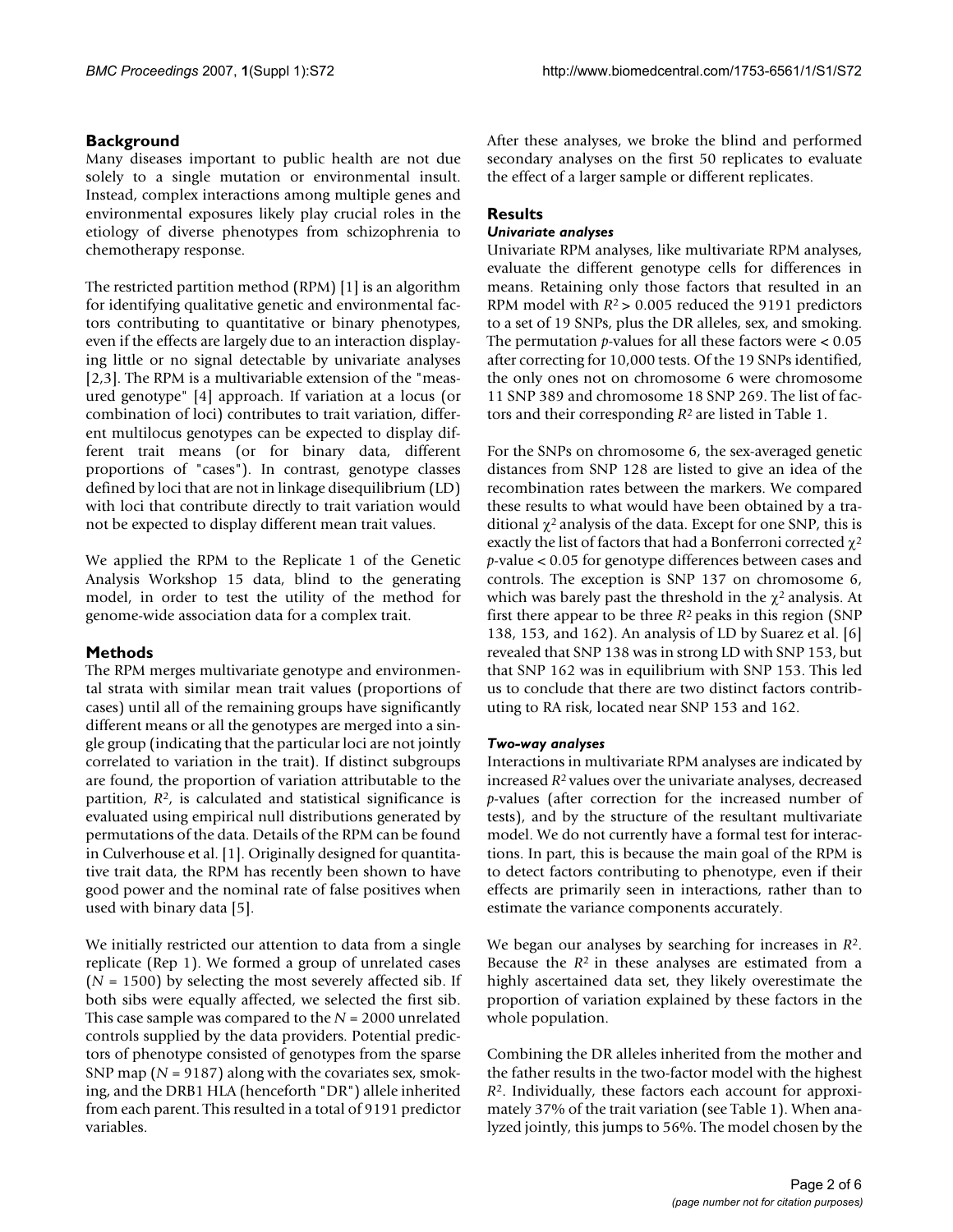## Background

Many diseases important to public health are not due solely to a single mutation or environmental insult. Instead, complex interactions among multiple genes and environmental exposures likely play crucial roles in the etiology of diverse phenotypes from schizophrenia to chemotherapy response.

The restricted partition method (RPM) [1] is an algorithm for identifying qualitative genetic and environmental factors contributing to quantitative or binary phenotypes, even if the effects are largely due to an interaction displaying little or no signal detectable by univariate analyses [2,3]. The RPM is a multivariable extension of the "measured genotype" [4] approach. If variation at a locus (or combination of loci) contributes to trait variation, different multilocus genotypes can be expected to display different trait means (or for binary data, different proportions of "cases"). In contrast, genotype classes defined by loci that are not in linkage disequilibrium (LD) with loci that contribute directly to trait variation would not be expected to display different mean trait values.

We applied the RPM to the Replicate 1 of the Genetic Analysis Workshop 15 data, blind to the generating model, in order to test the utility of the method for genome-wide association data for a complex trait.

## Methods

The RPM merges multivariate genotype and environmental strata with similar mean trait values (proportions of cases) until all of the remaining groups have significantly different means or all the genotypes are merged into a single group (indicating that the particular loci are not jointly correlated to variation in the trait). If distinct subgroups are found, the proportion of variation attributable to the partition, $R^2$, is calculated and statistical significance is evaluated using empirical null distributions generated by permutations of the data. Details of the RPM can be found in Culverhouse et al. [1]. Originally designed for quantitative trait data, the RPM has recently been shown to have good power and the nominal rate of false positives when used with binary data [5].

We initially restricted our attention to data from a single replicate (Rep 1). We formed a group of unrelated cases ($N = 1500$) by selecting the most severely affected sib. If both sibs were equally affected, we selected the first sib. This case sample was compared to the $N = 2000$ unrelated controls supplied by the data providers. Potential predictors of phenotype consisted of genotypes from the sparse SNP map ($N = 9187$) along with the covariates sex, smoking, and the DRB1 HLA (henceforth "DR") allele inherited from each parent. This resulted in a total of 9191 predictor variables.

After these analyses, we broke the blind and performed secondary analyses on the first 50 replicates to evaluate the effect of a larger sample or different replicates.

## Results

### *Univariate analyses*

Univariate RPM analyses, like multivariate RPM analyses, evaluate the different genotype cells for differences in means. Retaining only those factors that resulted in an RPM model with $R^2 > 0.005$ reduced the 9191 predictors to a set of 19 SNPs, plus the DR alleles, sex, and smoking. The permutation $p$-values for all these factors were $< 0.05$ after correcting for 10,000 tests. Of the 19 SNPs identified, the only ones not on chromosome 6 were chromosome 11 SNP 389 and chromosome 18 SNP 269. The list of factors and their corresponding $R^2$ are listed in Table 1.

For the SNPs on chromosome 6, the sex-averaged genetic distances from SNP 128 are listed to give an idea of the recombination rates between the markers. We compared these results to what would have been obtained by a traditional $\chi^2$ analysis of the data. Except for one SNP, this is exactly the list of factors that had a Bonferroni corrected $\chi^2$ $p$-value $< 0.05$ for genotype differences between cases and controls. The exception is SNP 137 on chromosome 6, which was barely past the threshold in the $\chi^2$ analysis. At first there appear to be three $R^2$ peaks in this region (SNP 138, 153, and 162). An analysis of LD by Suarez et al. [6] revealed that SNP 138 was in strong LD with SNP 153, but that SNP 162 was in equilibrium with SNP 153. This led us to conclude that there are two distinct factors contributing to RA risk, located near SNP 153 and 162.

### *Two-way analyses*

Interactions in multivariate RPM analyses are indicated by increased $R^2$ values over the univariate analyses, decreased $p$-values (after correction for the increased number of tests), and by the structure of the resultant multivariate model. We do not currently have a formal test for interactions. In part, this is because the main goal of the RPM is to detect factors contributing to phenotype, even if their effects are primarily seen in interactions, rather than to estimate the variance components accurately.

We began our analyses by searching for increases in $R^2$. Because the $R^2$ in these analyses are estimated from a highly ascertained data set, they likely overestimate the proportion of variation explained by these factors in the whole population.

Combining the DR alleles inherited from the mother and the father results in the two-factor model with the highest $R^2$. Individually, these factors each account for approximately 37% of the trait variation (see Table 1). When analyzed jointly, this jumps to 56%. The model chosen by the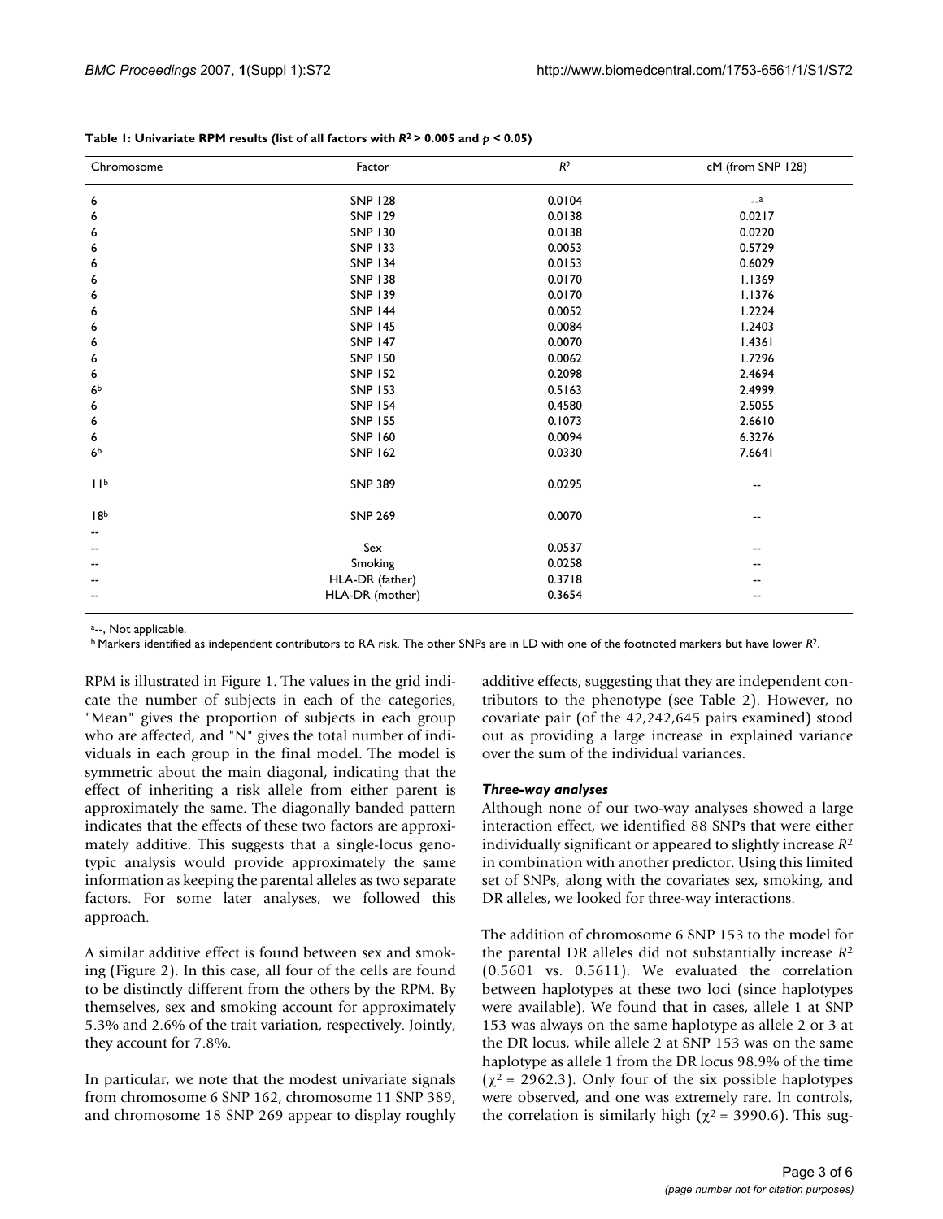**Table 1: Univariate RPM results (list of all factors with $R^2 > 0.005$ and $p < 0.05$)**

| Chromosome | Factor | $R^2$ | cM (from SNP 128) |
|---|---|---|---|
| 6 | SNP 128 | 0.0104 | --[a] |
| 6 | SNP 129 | 0.0138 | 0.0217 |
| 6 | SNP 130 | 0.0138 | 0.0220 |
| 6 | SNP 133 | 0.0053 | 0.5729 |
| 6 | SNP 134 | 0.0153 | 0.6029 |
| 6 | SNP 138 | 0.0170 | 1.1369 |
| 6 | SNP 139 | 0.0170 | 1.1376 |
| 6 | SNP 144 | 0.0052 | 1.2224 |
| 6 | SNP 145 | 0.0084 | 1.2403 |
| 6 | SNP 147 | 0.0070 | 1.4361 |
| 6 | SNP 150 | 0.0062 | 1.7296 |
| 6 | SNP 152 | 0.2098 | 2.4694 |
| 6[b] | SNP 153 | 0.5163 | 2.4999 |
| 6 | SNP 154 | 0.4580 | 2.5055 |
| 6 | SNP 155 | 0.1073 | 2.6610 |
| 6 | SNP 160 | 0.0094 | 6.3276 |
| 6[b] | SNP 162 | 0.0330 | 7.6641 |
| 11[b] | SNP 389 | 0.0295 | -- |
| 18[b] | SNP 269 | 0.0070 | -- |
| -- | | | |
| -- | Sex | 0.0537 | -- |
| -- | Smoking | 0.0258 | -- |
| -- | HLA-DR (father) | 0.3718 | -- |
| -- | HLA-DR (mother) | 0.3654 | -- |

[a]--, Not applicable.
[b] Markers identified as independent contributors to RA risk. The other SNPs are in LD with one of the footnoted markers but have lower $R^2$.

RPM is illustrated in Figure 1. The values in the grid indicate the number of subjects in each of the categories, "Mean" gives the proportion of subjects in each group who are affected, and "N" gives the total number of individuals in each group in the final model. The model is symmetric about the main diagonal, indicating that the effect of inheriting a risk allele from either parent is approximately the same. The diagonally banded pattern indicates that the effects of these two factors are approximately additive. This suggests that a single-locus genotypic analysis would provide approximately the same information as keeping the parental alleles as two separate factors. For some later analyses, we followed this approach.

A similar additive effect is found between sex and smoking (Figure 2). In this case, all four of the cells are found to be distinctly different from the others by the RPM. By themselves, sex and smoking account for approximately 5.3% and 2.6% of the trait variation, respectively. Jointly, they account for 7.8%.

In particular, we note that the modest univariate signals from chromosome 6 SNP 162, chromosome 11 SNP 389, and chromosome 18 SNP 269 appear to display roughly additive effects, suggesting that they are independent contributors to the phenotype (see Table 2). However, no covariate pair (of the 42,242,645 pairs examined) stood out as providing a large increase in explained variance over the sum of the individual variances.

### *Three-way analyses*

Although none of our two-way analyses showed a large interaction effect, we identified 88 SNPs that were either individually significant or appeared to slightly increase $R^2$ in combination with another predictor. Using this limited set of SNPs, along with the covariates sex, smoking, and DR alleles, we looked for three-way interactions.

The addition of chromosome 6 SNP 153 to the model for the parental DR alleles did not substantially increase $R^2$ (0.5601 vs. 0.5611). We evaluated the correlation between haplotypes at these two loci (since haplotypes were available). We found that in cases, allele 1 at SNP 153 was always on the same haplotype as allele 2 or 3 at the DR locus, while allele 2 at SNP 153 was on the same haplotype as allele 1 from the DR locus 98.9% of the time ($\chi^2 = 2962.3$). Only four of the six possible haplotypes were observed, and one was extremely rare. In controls, the correlation is similarly high ($\chi^2 = 3990.6$). This sug-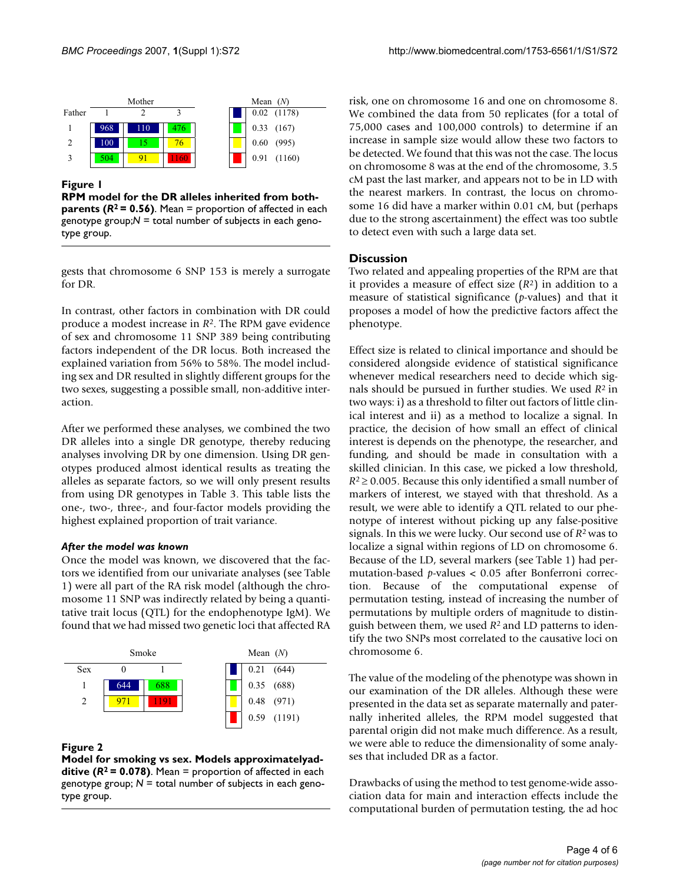| Father | Mother 1 | Mother 2 | Mother 3 | | Mean | (N) |
|---|---|---|---|---|---|---|
| 1 | 968 | 110 | 476 | | 0.02 | (1178) |
| 2 | 100 | 15 | 76 | | 0.33 | (167) |
| 3 | 504 | 91 | 1160 | | 0.60 | (995) |
| | | | | | 0.91 | (1160) |

**Figure 1**
**RPM model for the DR alleles inherited from both-parents ($R^2$ = 0.56)**. Mean = proportion of affected in each genotype group;N = total number of subjects in each genotype group.

gests that chromosome 6 SNP 153 is merely a surrogate for DR.

In contrast, other factors in combination with DR could produce a modest increase in $R^2$. The RPM gave evidence of sex and chromosome 11 SNP 389 being contributing factors independent of the DR locus. Both increased the explained variation from 56% to 58%. The model including sex and DR resulted in slightly different groups for the two sexes, suggesting a possible small, non-additive interaction.

After we performed these analyses, we combined the two DR alleles into a single DR genotype, thereby reducing analyses involving DR by one dimension. Using DR genotypes produced almost identical results as treating the alleles as separate factors, so we will only present results from using DR genotypes in Table 3. This table lists the one-, two-, three-, and four-factor models providing the highest explained proportion of trait variance.

#### *After the model was known*

Once the model was known, we discovered that the factors we identified from our univariate analyses (see Table 1) were all part of the RA risk model (although the chromosome 11 SNP was indirectly related by being a quantitative trait locus (QTL) for the endophenotype IgM). We found that we had missed two genetic loci that affected RA risk, one on chromosome 16 and one on chromosome 8. We combined the data from 50 replicates (for a total of 75,000 cases and 100,000 controls) to determine if an increase in sample size would allow these two factors to be detected. We found that this was not the case. The locus on chromosome 8 was at the end of the chromosome, 3.5 cM past the last marker, and appears not to be in LD with the nearest markers. In contrast, the locus on chromosome 16 did have a marker within 0.01 cM, but (perhaps due to the strong ascertainment) the effect was too subtle to detect even with such a large data set.

| Sex | Smoke 0 | Smoke 1 | | Mean | (N) |
|---|---|---|---|---|---|
| 1 | 644 | 688 | | 0.21 | (644) |
| 2 | 971 | 1191 | | 0.35 | (688) |
| | | | | 0.48 | (971) |
| | | | | 0.59 | (1191) |

**Figure 2**
**Model for smoking vs sex. Models approximatelyadditive ($R^2$ = 0.078)**. Mean = proportion of affected in each genotype group; N = total number of subjects in each genotype group.

## Discussion

Two related and appealing properties of the RPM are that it provides a measure of effect size ($R^2$) in addition to a measure of statistical significance (*p*-values) and that it proposes a model of how the predictive factors affect the phenotype.

Effect size is related to clinical importance and should be considered alongside evidence of statistical significance whenever medical researchers need to decide which signals should be pursued in further studies. We used $R^2$ in two ways: i) as a threshold to filter out factors of little clinical interest and ii) as a method to localize a signal. In practice, the decision of how small an effect of clinical interest is depends on the phenotype, the researcher, and funding, and should be made in consultation with a skilled clinician. In this case, we picked a low threshold, $R^2 \geq 0.005$. Because this only identified a small number of markers of interest, we stayed with that threshold. As a result, we were able to identify a QTL related to our phenotype of interest without picking up any false-positive signals. In this we were lucky. Our second use of $R^2$ was to localize a signal within regions of LD on chromosome 6. Because of the LD, several markers (see Table 1) had permutation-based *p*-values < 0.05 after Bonferroni correction. Because of the computational expense of permutation testing, instead of increasing the number of permutations by multiple orders of magnitude to distinguish between them, we used $R^2$ and LD patterns to identify the two SNPs most correlated to the causative loci on chromosome 6.

The value of the modeling of the phenotype was shown in our examination of the DR alleles. Although these were presented in the data set as separate maternally and paternally inherited alleles, the RPM model suggested that parental origin did not make much difference. As a result, we were able to reduce the dimensionality of some analyses that included DR as a factor.

Drawbacks of using the method to test genome-wide association data for main and interaction effects include the computational burden of permutation testing, the ad hoc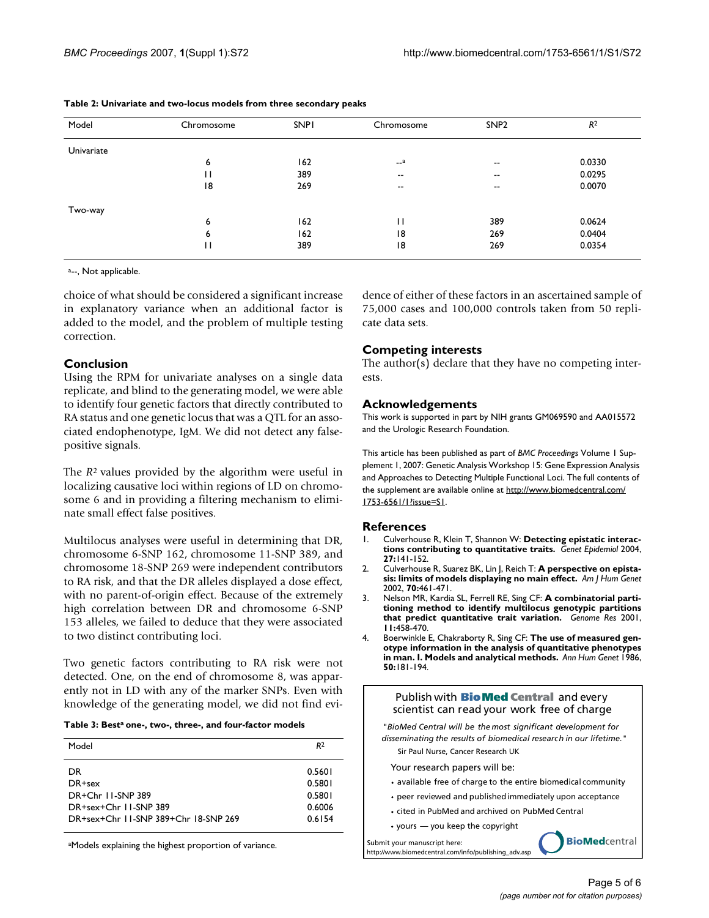**Table 2: Univariate and two-locus models from three secondary peaks**

| Model | Chromosome | SNP1 | Chromosome | SNP2 | $R^2$ |
|---|---|---|---|---|---|
| Univariate | | | | | |
| | 6 | 162 | --[a] | -- | 0.0330 |
| | 11 | 389 | -- | -- | 0.0295 |
| | 18 | 269 | -- | -- | 0.0070 |
| Two-way | | | | | |
| | 6 | 162 | 11 | 389 | 0.0624 |
| | 6 | 162 | 18 | 269 | 0.0404 |
| | 11 | 389 | 18 | 269 | 0.0354 |

[a]--, Not applicable.

choice of what should be considered a significant increase in explanatory variance when an additional factor is added to the model, and the problem of multiple testing correction.

## Conclusion

Using the RPM for univariate analyses on a single data replicate, and blind to the generating model, we were able to identify four genetic factors that directly contributed to RA status and one genetic locus that was a QTL for an associated endophenotype, IgM. We did not detect any false-positive signals.

The $R^2$ values provided by the algorithm were useful in localizing causative loci within regions of LD on chromosome 6 and in providing a filtering mechanism to eliminate small effect false positives.

Multilocus analyses were useful in determining that DR, chromosome 6-SNP 162, chromosome 11-SNP 389, and chromosome 18-SNP 269 were independent contributors to RA risk, and that the DR alleles displayed a dose effect, with no parent-of-origin effect. Because of the extremely high correlation between DR and chromosome 6-SNP 153 alleles, we failed to deduce that they were associated to two distinct contributing loci.

Two genetic factors contributing to RA risk were not detected. One, on the end of chromosome 8, was apparently not in LD with any of the marker SNPs. Even with knowledge of the generating model, we did not find evidence of either of these factors in an ascertained sample of 75,000 cases and 100,000 controls taken from 50 replicate data sets.

**Table 3: Best[a] one-, two-, three-, and four-factor models**

| Model | $R^2$ |
|---|---|
| DR | 0.5601 |
| DR+sex | 0.5801 |
| DR+Chr 11-SNP 389 | 0.5801 |
| DR+sex+Chr 11-SNP 389 | 0.6006 |
| DR+sex+Chr 11-SNP 389+Chr 18-SNP 269 | 0.6154 |

[a]Models explaining the highest proportion of variance.

## Competing interests

The author(s) declare that they have no competing interests.

## Acknowledgements

This work is supported in part by NIH grants GM069590 and AA015572 and the Urologic Research Foundation.

This article has been published as part of *BMC Proceedings* Volume 1 Supplement 1, 2007: Genetic Analysis Workshop 15: Gene Expression Analysis and Approaches to Detecting Multiple Functional Loci. The full contents of the supplement are available online at http://www.biomedcentral.com/1753-6561/1?issue=S1.

## References

1. Culverhouse R, Klein T, Shannon W: **Detecting epistatic interactions contributing to quantitative traits.** *Genet Epidemiol* 2004, **27:**141-152.
2. Culverhouse R, Suarez BK, Lin J, Reich T: **A perspective on epistasis: limits of models displaying no main effect.** *Am J Hum Genet* 2002, **70:**461-471.
3. Nelson MR, Kardia SL, Ferrell RE, Sing CF: **A combinatorial partitioning method to identify multilocus genotypic partitions that predict quantitative trait variation.** *Genome Res* 2001, **11:**458-470.
4. Boerwinkle E, Chakraborty R, Sing CF: **The use of measured genotype information in the analysis of quantitative phenotypes in man. I. Models and analytical methods.** *Ann Hum Genet* 1986, **50:**181-194.

Publish with **BioMed Central** and every scientist can read your work free of charge

*"BioMed Central will be the most significant development for disseminating the results of biomedical research in our lifetime."*
Sir Paul Nurse, Cancer Research UK

Your research papers will be:

- available free of charge to the entire biomedical community
- peer reviewed and published immediately upon acceptance
- cited in PubMed and archived on PubMed Central
- yours — you keep the copyright

Submit your manuscript here:
http://www.biomedcentral.com/info/publishing_adv.asp

BioMedcentral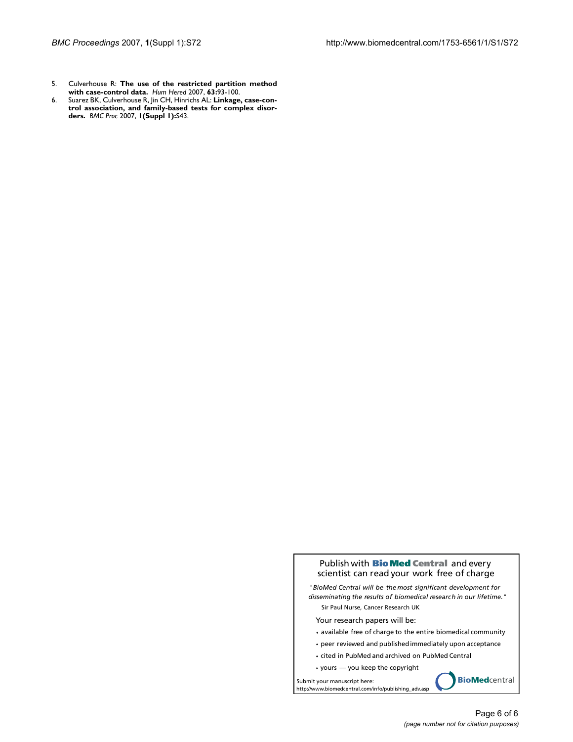5. Culverhouse R: **The use of the restricted partition method with case-control data.** *Hum Hered* 2007, **63:**93-100.
6. Suarez BK, Culverhouse R, Jin CH, Hinrichs AL: **Linkage, case-control association, and family-based tests for complex disorders.** *BMC Proc* 2007, **1(Suppl 1):**S43.

Publish with **BioMed Central** and every scientist can read your work free of charge

*"BioMed Central will be the most significant development for disseminating the results of biomedical research in our lifetime."*

Sir Paul Nurse, Cancer Research UK

Your research papers will be:

- available free of charge to the entire biomedical community
- peer reviewed and published immediately upon acceptance
- cited in PubMed and archived on PubMed Central
- yours — you keep the copyright

Submit your manuscript here:
http://www.biomedcentral.com/info/publishing_adv.asp

**BioMed**central